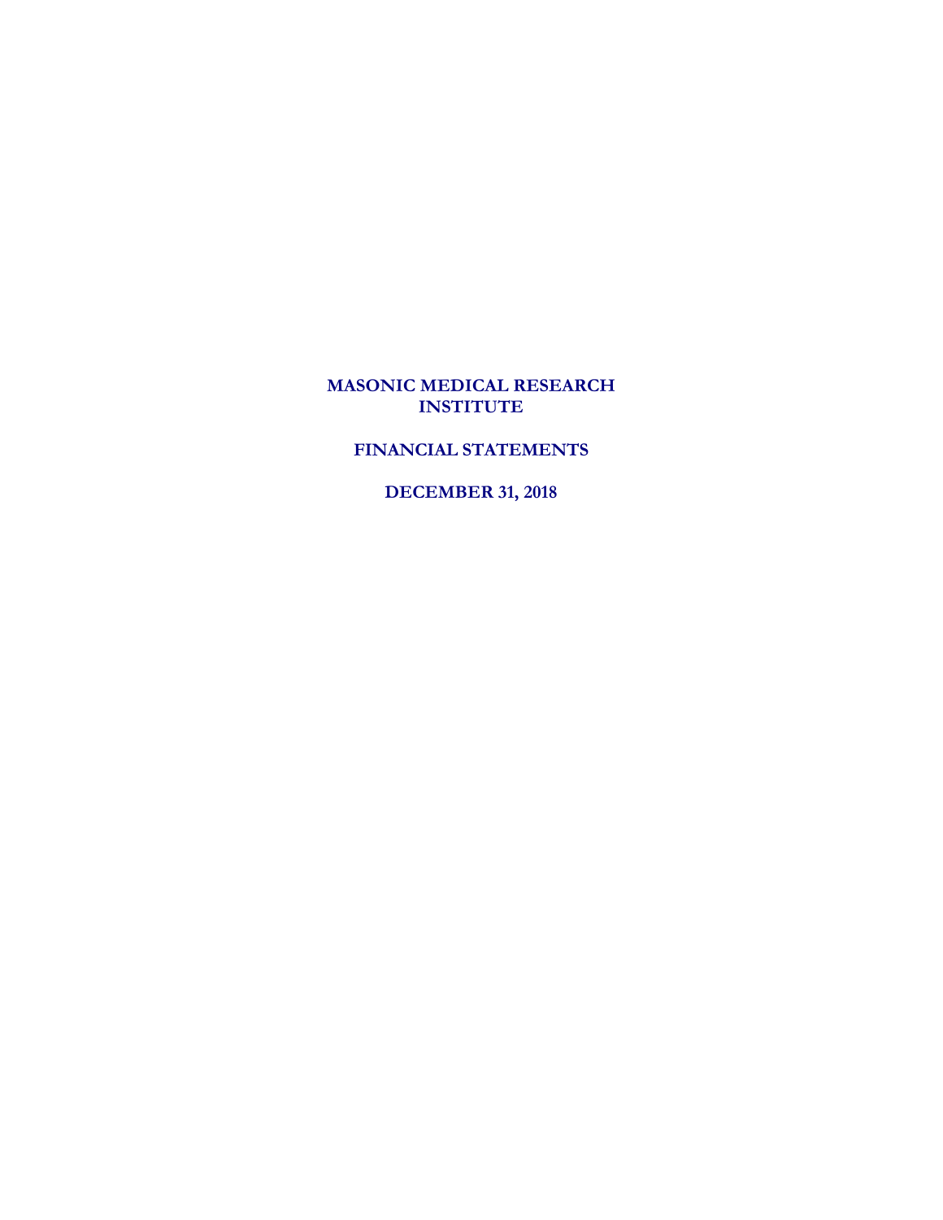# MASONIC MEDICAL RESEARCH INSTITUTE

## FINANCIAL STATEMENTS

## DECEMBER 31, 2018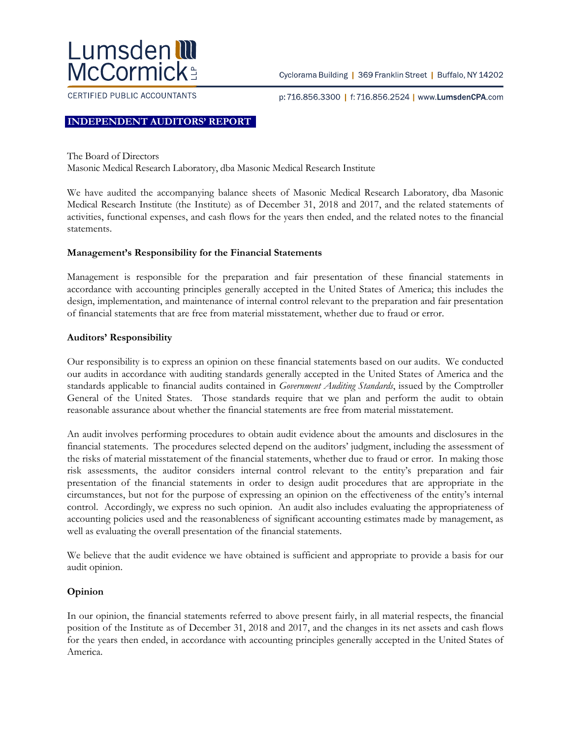Lumsden McCormick LLP

CERTIFIED PUBLIC ACCOUNTANTS

Cyclorama Building | 369 Franklin Street | Buffalo, NY 14202

p: 716.856.3300 | f: 716.856.2524 | www.LumsdenCPA.com

## INDEPENDENT AUDITORS' REPORT

The Board of Directors
Masonic Medical Research Laboratory, dba Masonic Medical Research Institute

We have audited the accompanying balance sheets of Masonic Medical Research Laboratory, dba Masonic Medical Research Institute (the Institute) as of December 31, 2018 and 2017, and the related statements of activities, functional expenses, and cash flows for the years then ended, and the related notes to the financial statements.

**Management's Responsibility for the Financial Statements**

Management is responsible for the preparation and fair presentation of these financial statements in accordance with accounting principles generally accepted in the United States of America; this includes the design, implementation, and maintenance of internal control relevant to the preparation and fair presentation of financial statements that are free from material misstatement, whether due to fraud or error.

**Auditors' Responsibility**

Our responsibility is to express an opinion on these financial statements based on our audits. We conducted our audits in accordance with auditing standards generally accepted in the United States of America and the standards applicable to financial audits contained in *Government Auditing Standards*, issued by the Comptroller General of the United States. Those standards require that we plan and perform the audit to obtain reasonable assurance about whether the financial statements are free from material misstatement.

An audit involves performing procedures to obtain audit evidence about the amounts and disclosures in the financial statements. The procedures selected depend on the auditors' judgment, including the assessment of the risks of material misstatement of the financial statements, whether due to fraud or error. In making those risk assessments, the auditor considers internal control relevant to the entity's preparation and fair presentation of the financial statements in order to design audit procedures that are appropriate in the circumstances, but not for the purpose of expressing an opinion on the effectiveness of the entity's internal control. Accordingly, we express no such opinion. An audit also includes evaluating the appropriateness of accounting policies used and the reasonableness of significant accounting estimates made by management, as well as evaluating the overall presentation of the financial statements.

We believe that the audit evidence we have obtained is sufficient and appropriate to provide a basis for our audit opinion.

**Opinion**

In our opinion, the financial statements referred to above present fairly, in all material respects, the financial position of the Institute as of December 31, 2018 and 2017, and the changes in its net assets and cash flows for the years then ended, in accordance with accounting principles generally accepted in the United States of America.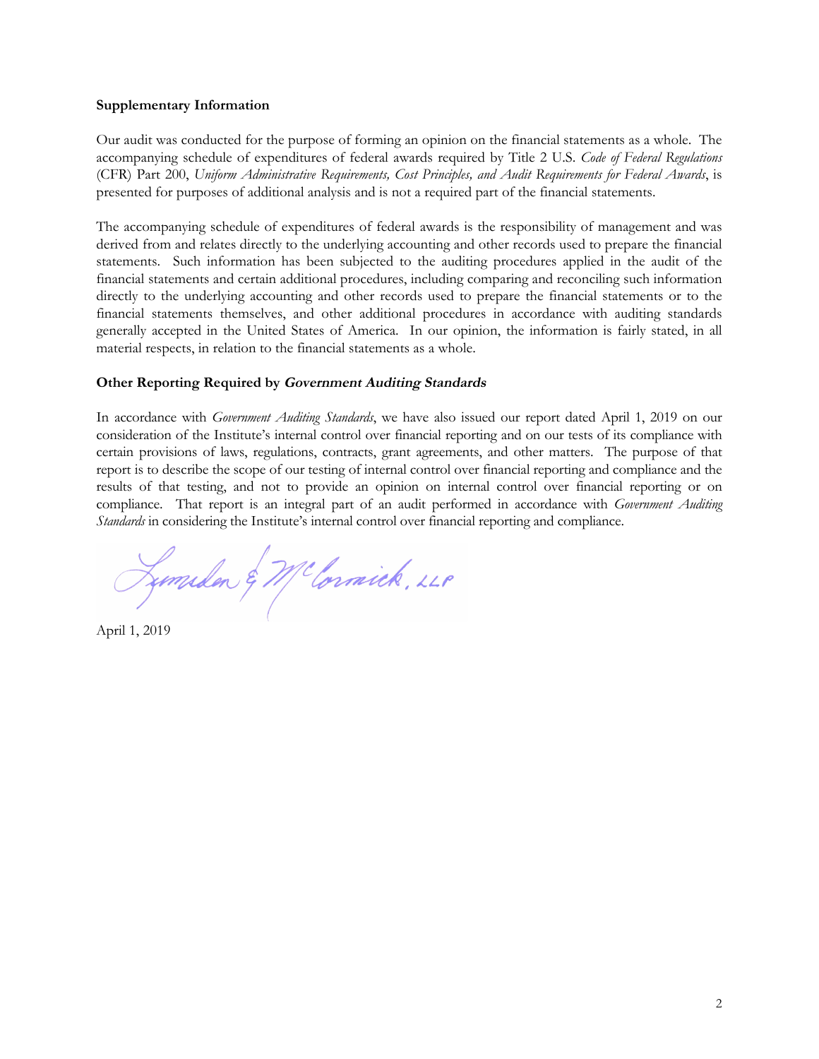### Supplementary Information

Our audit was conducted for the purpose of forming an opinion on the financial statements as a whole. The accompanying schedule of expenditures of federal awards required by Title 2 U.S. *Code of Federal Regulations* (CFR) Part 200, *Uniform Administrative Requirements, Cost Principles, and Audit Requirements for Federal Awards*, is presented for purposes of additional analysis and is not a required part of the financial statements.

The accompanying schedule of expenditures of federal awards is the responsibility of management and was derived from and relates directly to the underlying accounting and other records used to prepare the financial statements. Such information has been subjected to the auditing procedures applied in the audit of the financial statements and certain additional procedures, including comparing and reconciling such information directly to the underlying accounting and other records used to prepare the financial statements or to the financial statements themselves, and other additional procedures in accordance with auditing standards generally accepted in the United States of America. In our opinion, the information is fairly stated, in all material respects, in relation to the financial statements as a whole.

### Other Reporting Required by *Government Auditing Standards*

In accordance with *Government Auditing Standards*, we have also issued our report dated April 1, 2019 on our consideration of the Institute's internal control over financial reporting and on our tests of its compliance with certain provisions of laws, regulations, contracts, grant agreements, and other matters. The purpose of that report is to describe the scope of our testing of internal control over financial reporting and compliance and the results of that testing, and not to provide an opinion on internal control over financial reporting or on compliance. That report is an integral part of an audit performed in accordance with *Government Auditing Standards* in considering the Institute's internal control over financial reporting and compliance.

Lumsden & McCormick, LLP

April 1, 2019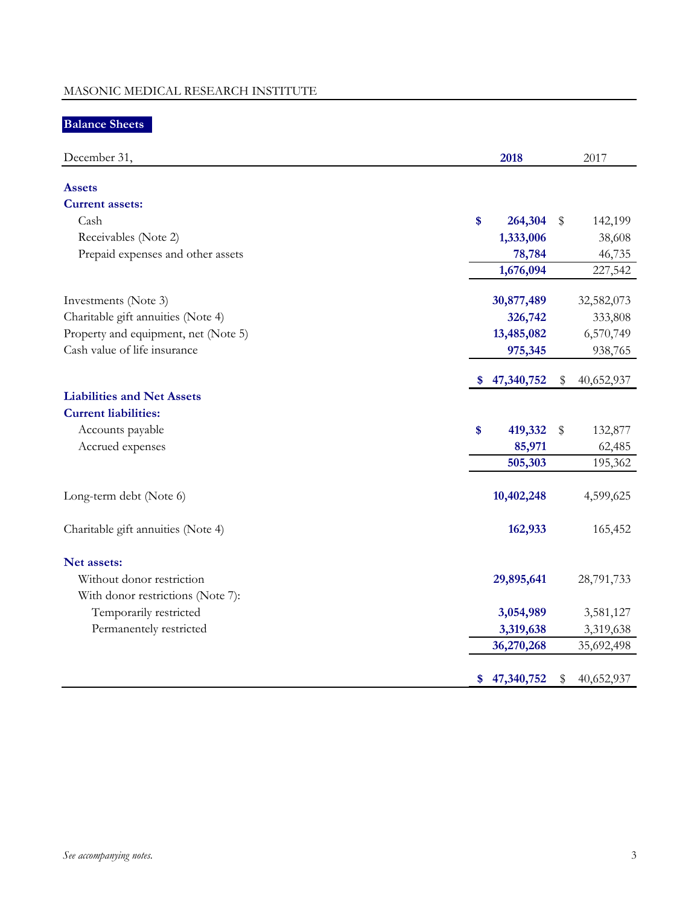MASONIC MEDICAL RESEARCH INSTITUTE

## Balance Sheets

| December 31, | 2018 | 2017 |
|---|---|---|
| **Assets** | | |
| **Current assets:** | | |
| Cash | $ 264,304 | $ 142,199 |
| Receivables (Note 2) | 1,333,006 | 38,608 |
| Prepaid expenses and other assets | 78,784 | 46,735 |
| | 1,676,094 | 227,542 |
| Investments (Note 3) | 30,877,489 | 32,582,073 |
| Charitable gift annuities (Note 4) | 326,742 | 333,808 |
| Property and equipment, net (Note 5) | 13,485,082 | 6,570,749 |
| Cash value of life insurance | 975,345 | 938,765 |
| | $ 47,340,752 | $ 40,652,937 |
| **Liabilities and Net Assets** | | |
| **Current liabilities:** | | |
| Accounts payable | $ 419,332 | $ 132,877 |
| Accrued expenses | 85,971 | 62,485 |
| | 505,303 | 195,362 |
| Long-term debt (Note 6) | 10,402,248 | 4,599,625 |
| Charitable gift annuities (Note 4) | 162,933 | 165,452 |
| **Net assets:** | | |
| Without donor restriction | 29,895,641 | 28,791,733 |
| With donor restrictions (Note 7): | | |
| Temporarily restricted | 3,054,989 | 3,581,127 |
| Permanentely restricted | 3,319,638 | 3,319,638 |
| | 36,270,268 | 35,692,498 |
| | $ 47,340,752 | $ 40,652,937 |

*See accompanying notes.*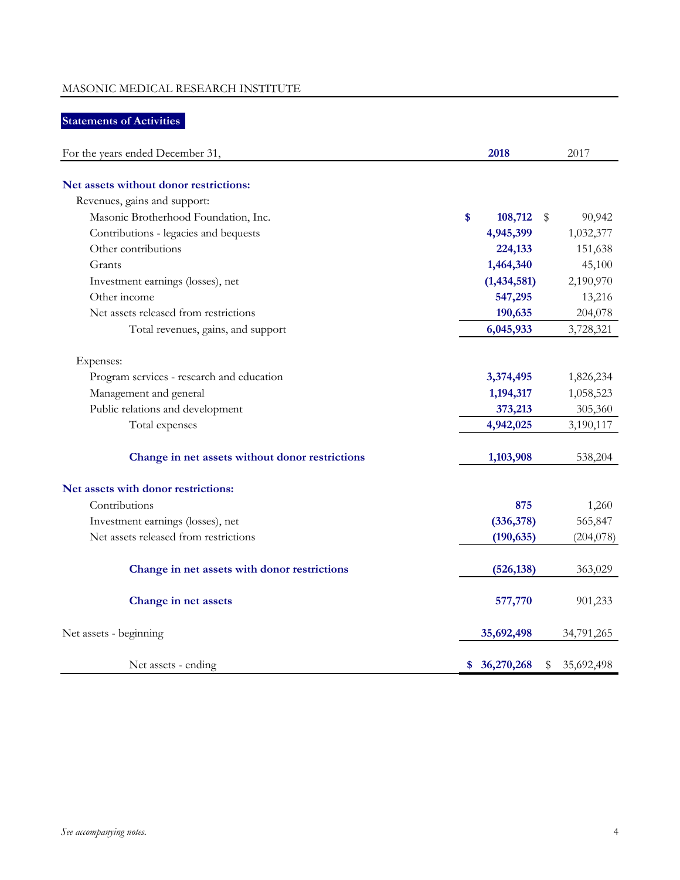MASONIC MEDICAL RESEARCH INSTITUTE

## Statements of Activities

| For the years ended December 31, | 2018 | 2017 |
|---|---|---|
| **Net assets without donor restrictions:** | | |
| Revenues, gains and support: | | |
| Masonic Brotherhood Foundation, Inc. | $ 108,712 | $ 90,942 |
| Contributions - legacies and bequests | 4,945,399 | 1,032,377 |
| Other contributions | 224,133 | 151,638 |
| Grants | 1,464,340 | 45,100 |
| Investment earnings (losses), net | (1,434,581) | 2,190,970 |
| Other income | 547,295 | 13,216 |
| Net assets released from restrictions | 190,635 | 204,078 |
| Total revenues, gains, and support | 6,045,933 | 3,728,321 |
| Expenses: | | |
| Program services - research and education | 3,374,495 | 1,826,234 |
| Management and general | 1,194,317 | 1,058,523 |
| Public relations and development | 373,213 | 305,360 |
| Total expenses | 4,942,025 | 3,190,117 |
| **Change in net assets without donor restrictions** | 1,103,908 | 538,204 |
| **Net assets with donor restrictions:** | | |
| Contributions | 875 | 1,260 |
| Investment earnings (losses), net | (336,378) | 565,847 |
| Net assets released from restrictions | (190,635) | (204,078) |
| **Change in net assets with donor restrictions** | (526,138) | 363,029 |
| **Change in net assets** | 577,770 | 901,233 |
| Net assets - beginning | 35,692,498 | 34,791,265 |
| Net assets - ending | $ 36,270,268 | $ 35,692,498 |

*See accompanying notes.*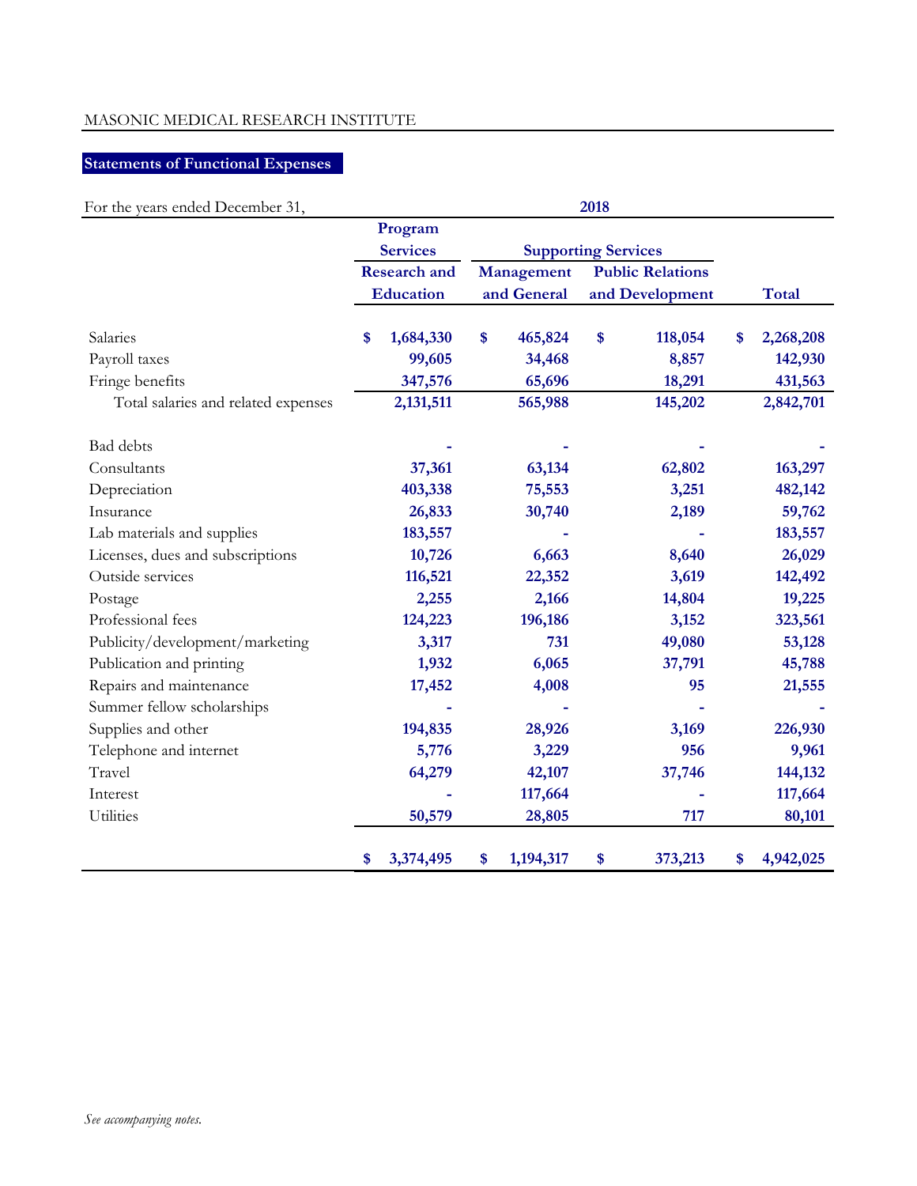MASONIC MEDICAL RESEARCH INSTITUTE

## Statements of Functional Expenses

| For the years ended December 31, | 2018 | | | |
|---|---|---|---|---|
| | Program Services | Supporting Services | | |
| | Research and Education | Management and General | Public Relations and Development | Total |
| Salaries | $ 1,684,330 | $ 465,824 | $ 118,054 | $ 2,268,208 |
| Payroll taxes | 99,605 | 34,468 | 8,857 | 142,930 |
| Fringe benefits | 347,576 | 65,696 | 18,291 | 431,563 |
| Total salaries and related expenses | 2,131,511 | 565,988 | 145,202 | 2,842,701 |
| Bad debts | - | - | - | - |
| Consultants | 37,361 | 63,134 | 62,802 | 163,297 |
| Depreciation | 403,338 | 75,553 | 3,251 | 482,142 |
| Insurance | 26,833 | 30,740 | 2,189 | 59,762 |
| Lab materials and supplies | 183,557 | - | - | 183,557 |
| Licenses, dues and subscriptions | 10,726 | 6,663 | 8,640 | 26,029 |
| Outside services | 116,521 | 22,352 | 3,619 | 142,492 |
| Postage | 2,255 | 2,166 | 14,804 | 19,225 |
| Professional fees | 124,223 | 196,186 | 3,152 | 323,561 |
| Publicity/development/marketing | 3,317 | 731 | 49,080 | 53,128 |
| Publication and printing | 1,932 | 6,065 | 37,791 | 45,788 |
| Repairs and maintenance | 17,452 | 4,008 | 95 | 21,555 |
| Summer fellow scholarships | - | - | - | - |
| Supplies and other | 194,835 | 28,926 | 3,169 | 226,930 |
| Telephone and internet | 5,776 | 3,229 | 956 | 9,961 |
| Travel | 64,279 | 42,107 | 37,746 | 144,132 |
| Interest | - | 117,664 | - | 117,664 |
| Utilities | 50,579 | 28,805 | 717 | 80,101 |
| | $ 3,374,495 | $ 1,194,317 | $ 373,213 | $ 4,942,025 |

*See accompanying notes.*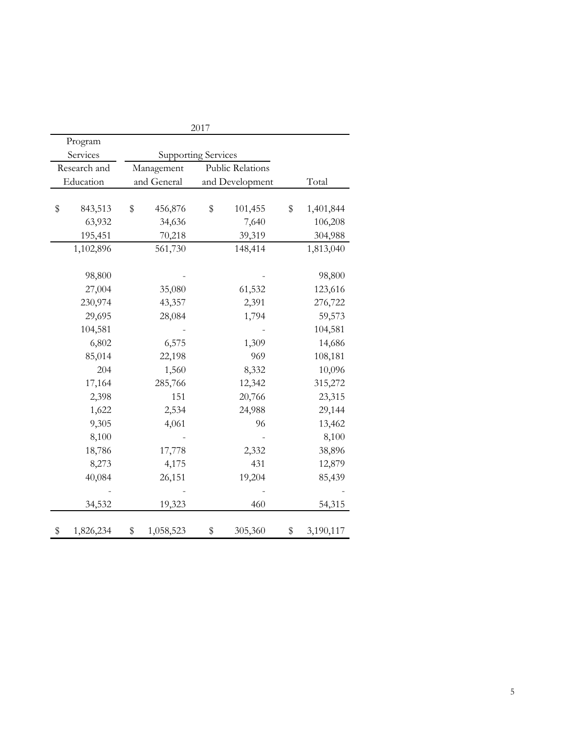| 2017 | | | |
|---|---|---|---|
| Program Services | Supporting Services | | |
| Research and Education | Management and General | Public Relations and Development | Total |
| $ 843,513 | $ 456,876 | $ 101,455 | $ 1,401,844 |
| 63,932 | 34,636 | 7,640 | 106,208 |
| 195,451 | 70,218 | 39,319 | 304,988 |
| 1,102,896 | 561,730 | 148,414 | 1,813,040 |
| 98,800 | - | - | 98,800 |
| 27,004 | 35,080 | 61,532 | 123,616 |
| 230,974 | 43,357 | 2,391 | 276,722 |
| 29,695 | 28,084 | 1,794 | 59,573 |
| 104,581 | - | - | 104,581 |
| 6,802 | 6,575 | 1,309 | 14,686 |
| 85,014 | 22,198 | 969 | 108,181 |
| 204 | 1,560 | 8,332 | 10,096 |
| 17,164 | 285,766 | 12,342 | 315,272 |
| 2,398 | 151 | 20,766 | 23,315 |
| 1,622 | 2,534 | 24,988 | 29,144 |
| 9,305 | 4,061 | 96 | 13,462 |
| 8,100 | - | - | 8,100 |
| 18,786 | 17,778 | 2,332 | 38,896 |
| 8,273 | 4,175 | 431 | 12,879 |
| 40,084 | 26,151 | 19,204 | 85,439 |
| - | - | - | - |
| 34,532 | 19,323 | 460 | 54,315 |
| $ 1,826,234 | $ 1,058,523 | $ 305,360 | $ 3,190,117 |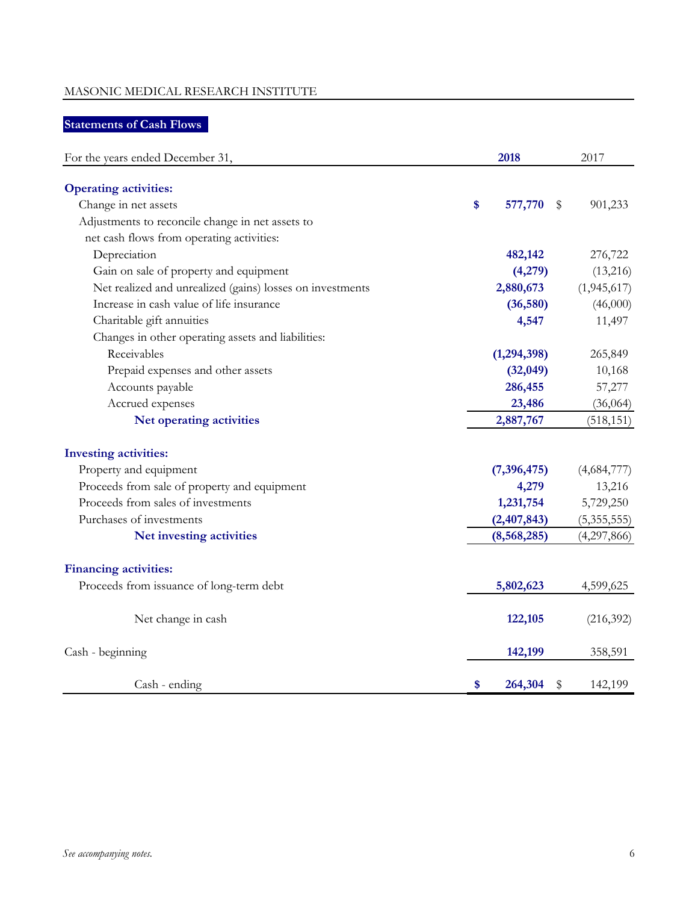MASONIC MEDICAL RESEARCH INSTITUTE

## Statements of Cash Flows

| For the years ended December 31, | 2018 | 2017 |
|---|---|---|
| **Operating activities:** | | |
| Change in net assets | $ 577,770 | $ 901,233 |
| Adjustments to reconcile change in net assets to net cash flows from operating activities: | | |
| Depreciation | 482,142 | 276,722 |
| Gain on sale of property and equipment | (4,279) | (13,216) |
| Net realized and unrealized (gains) losses on investments | 2,880,673 | (1,945,617) |
| Increase in cash value of life insurance | (36,580) | (46,000) |
| Charitable gift annuities | 4,547 | 11,497 |
| Changes in other operating assets and liabilities: | | |
| Receivables | (1,294,398) | 265,849 |
| Prepaid expenses and other assets | (32,049) | 10,168 |
| Accounts payable | 286,455 | 57,277 |
| Accrued expenses | 23,486 | (36,064) |
| **Net operating activities** | 2,887,767 | (518,151) |
| **Investing activities:** | | |
| Property and equipment | (7,396,475) | (4,684,777) |
| Proceeds from sale of property and equipment | 4,279 | 13,216 |
| Proceeds from sales of investments | 1,231,754 | 5,729,250 |
| Purchases of investments | (2,407,843) | (5,355,555) |
| **Net investing activities** | (8,568,285) | (4,297,866) |
| **Financing activities:** | | |
| Proceeds from issuance of long-term debt | 5,802,623 | 4,599,625 |
| Net change in cash | 122,105 | (216,392) |
| Cash - beginning | 142,199 | 358,591 |
| Cash - ending | $ 264,304 | $ 142,199 |

*See accompanying notes.*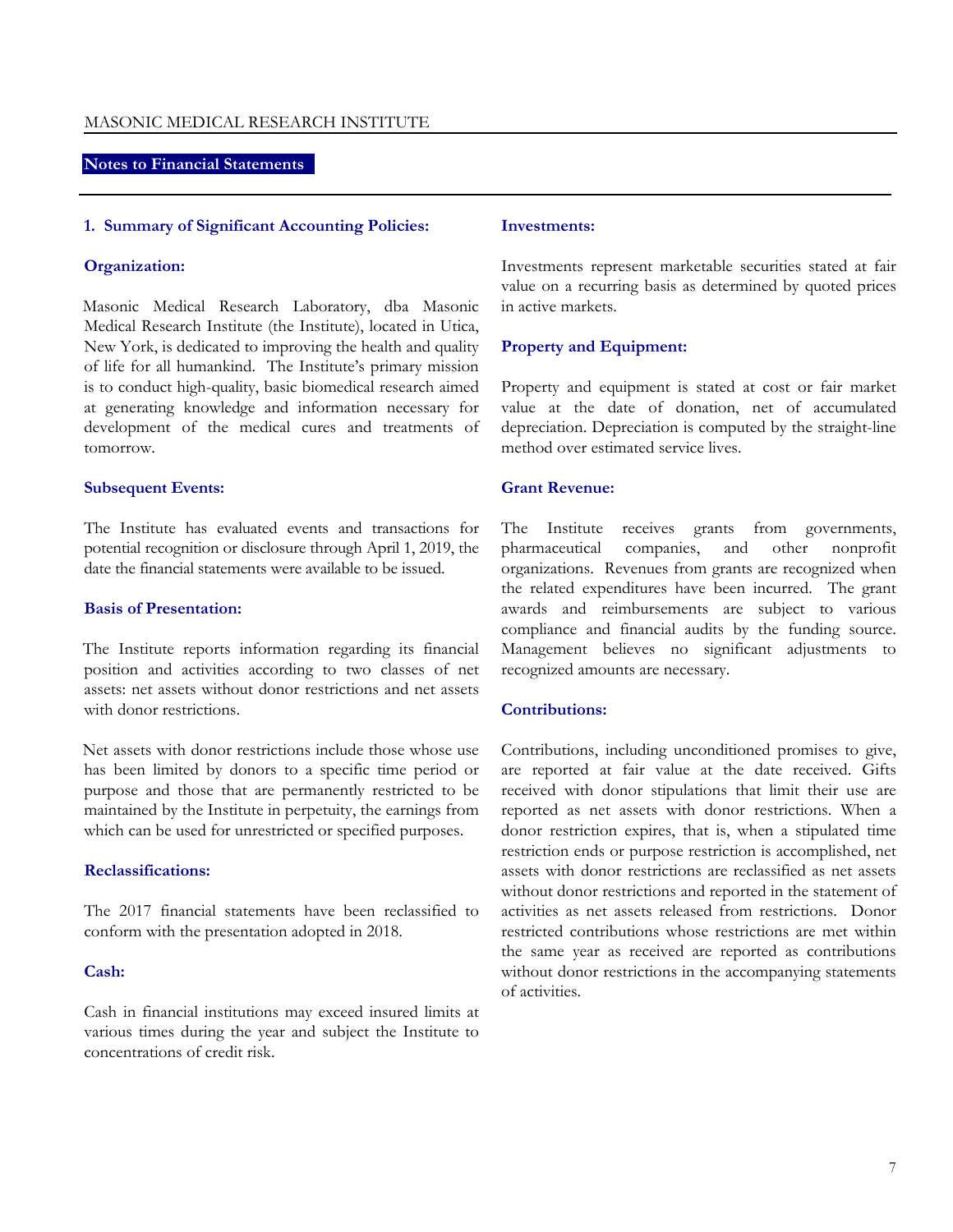## Notes to Financial Statements

### 1. Summary of Significant Accounting Policies:

#### Organization:

Masonic Medical Research Laboratory, dba Masonic Medical Research Institute (the Institute), located in Utica, New York, is dedicated to improving the health and quality of life for all humankind. The Institute's primary mission is to conduct high-quality, basic biomedical research aimed at generating knowledge and information necessary for development of the medical cures and treatments of tomorrow.

#### Subsequent Events:

The Institute has evaluated events and transactions for potential recognition or disclosure through April 1, 2019, the date the financial statements were available to be issued.

#### Basis of Presentation:

The Institute reports information regarding its financial position and activities according to two classes of net assets: net assets without donor restrictions and net assets with donor restrictions.

Net assets with donor restrictions include those whose use has been limited by donors to a specific time period or purpose and those that are permanently restricted to be maintained by the Institute in perpetuity, the earnings from which can be used for unrestricted or specified purposes.

#### Reclassifications:

The 2017 financial statements have been reclassified to conform with the presentation adopted in 2018.

#### Cash:

Cash in financial institutions may exceed insured limits at various times during the year and subject the Institute to concentrations of credit risk.

#### Investments:

Investments represent marketable securities stated at fair value on a recurring basis as determined by quoted prices in active markets.

#### Property and Equipment:

Property and equipment is stated at cost or fair market value at the date of donation, net of accumulated depreciation. Depreciation is computed by the straight-line method over estimated service lives.

#### Grant Revenue:

The Institute receives grants from governments, pharmaceutical companies, and other nonprofit organizations. Revenues from grants are recognized when the related expenditures have been incurred. The grant awards and reimbursements are subject to various compliance and financial audits by the funding source. Management believes no significant adjustments to recognized amounts are necessary.

#### Contributions:

Contributions, including unconditioned promises to give, are reported at fair value at the date received. Gifts received with donor stipulations that limit their use are reported as net assets with donor restrictions. When a donor restriction expires, that is, when a stipulated time restriction ends or purpose restriction is accomplished, net assets with donor restrictions are reclassified as net assets without donor restrictions and reported in the statement of activities as net assets released from restrictions. Donor restricted contributions whose restrictions are met within the same year as received are reported as contributions without donor restrictions in the accompanying statements of activities.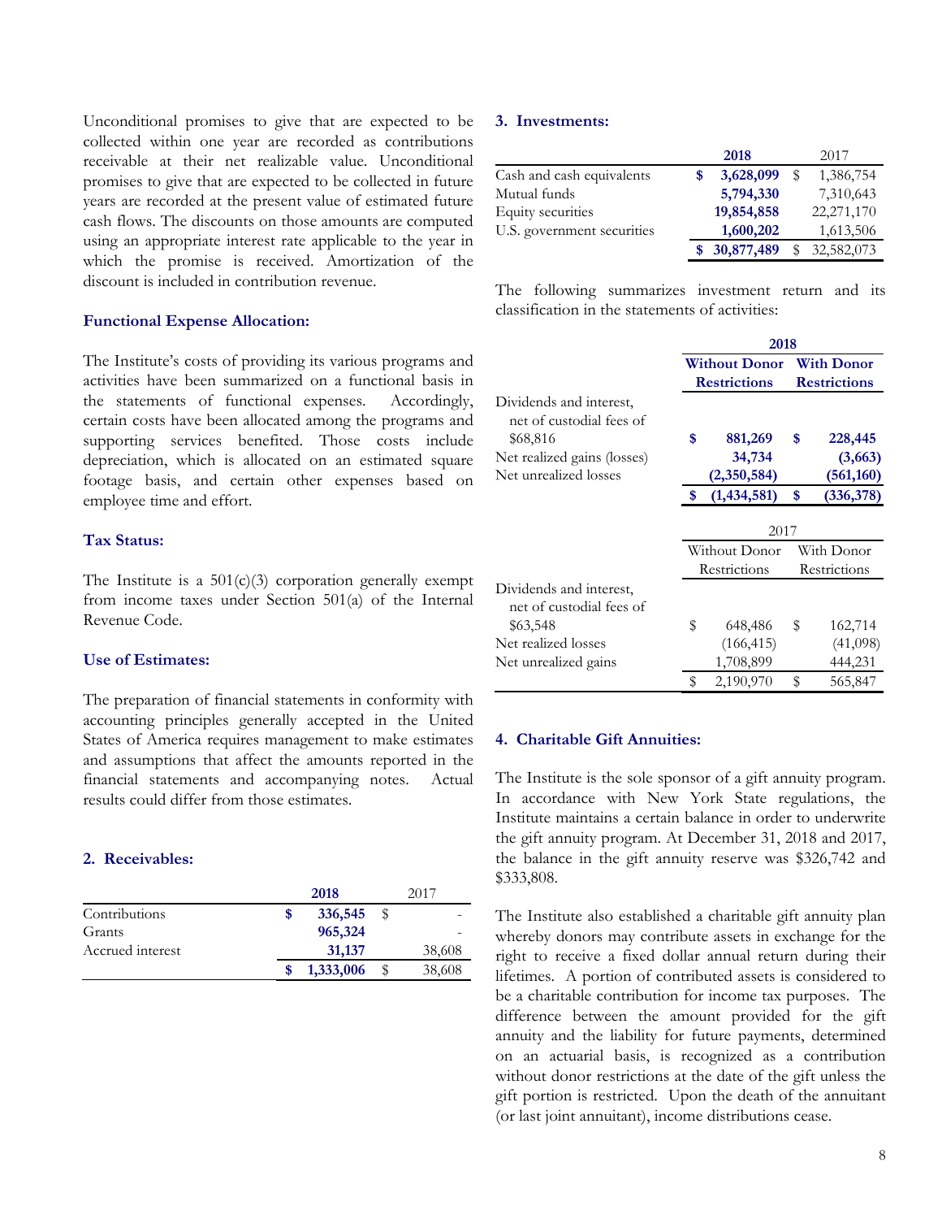Unconditional promises to give that are expected to be collected within one year are recorded as contributions receivable at their net realizable value. Unconditional promises to give that are expected to be collected in future years are recorded at the present value of estimated future cash flows. The discounts on those amounts are computed using an appropriate interest rate applicable to the year in which the promise is received. Amortization of the discount is included in contribution revenue.

### Functional Expense Allocation:

The Institute's costs of providing its various programs and activities have been summarized on a functional basis in the statements of functional expenses. Accordingly, certain costs have been allocated among the programs and supporting services benefited. Those costs include depreciation, which is allocated on an estimated square footage basis, and certain other expenses based on employee time and effort.

### Tax Status:

The Institute is a 501(c)(3) corporation generally exempt from income taxes under Section 501(a) of the Internal Revenue Code.

### Use of Estimates:

The preparation of financial statements in conformity with accounting principles generally accepted in the United States of America requires management to make estimates and assumptions that affect the amounts reported in the financial statements and accompanying notes. Actual results could differ from those estimates.

## 2. Receivables:

| | 2018 | 2017 |
|---|---|---|
| Contributions | $ 336,545 | $ - |
| Grants | 965,324 | - |
| Accrued interest | 31,137 | 38,608 |
| | $ 1,333,006 | $ 38,608 |

## 3. Investments:

| | 2018 | 2017 |
|---|---|---|
| Cash and cash equivalents | $ 3,628,099 | $ 1,386,754 |
| Mutual funds | 5,794,330 | 7,310,643 |
| Equity securities | 19,854,858 | 22,271,170 |
| U.S. government securities | 1,600,202 | 1,613,506 |
| | $ 30,877,489 | $ 32,582,073 |

The following summarizes investment return and its classification in the statements of activities:

| | 2018 | |
|---|---|---|
| | Without Donor Restrictions | With Donor Restrictions |
| Dividends and interest, net of custodial fees of $68,816 | $ 881,269 | $ 228,445 |
| Net realized gains (losses) | 34,734 | (3,663) |
| Net unrealized losses | (2,350,584) | (561,160) |
| | $ (1,434,581) | $ (336,378) |

| | 2017 | |
|---|---|---|
| | Without Donor Restrictions | With Donor Restrictions |
| Dividends and interest, net of custodial fees of $63,548 | $ 648,486 | $ 162,714 |
| Net realized losses | (166,415) | (41,098) |
| Net unrealized gains | 1,708,899 | 444,231 |
| | $ 2,190,970 | $ 565,847 |

## 4. Charitable Gift Annuities:

The Institute is the sole sponsor of a gift annuity program. In accordance with New York State regulations, the Institute maintains a certain balance in order to underwrite the gift annuity program. At December 31, 2018 and 2017, the balance in the gift annuity reserve was $326,742 and $333,808.

The Institute also established a charitable gift annuity plan whereby donors may contribute assets in exchange for the right to receive a fixed dollar annual return during their lifetimes. A portion of contributed assets is considered to be a charitable contribution for income tax purposes. The difference between the amount provided for the gift annuity and the liability for future payments, determined on an actuarial basis, is recognized as a contribution without donor restrictions at the date of the gift unless the gift portion is restricted. Upon the death of the annuitant (or last joint annuitant), income distributions cease.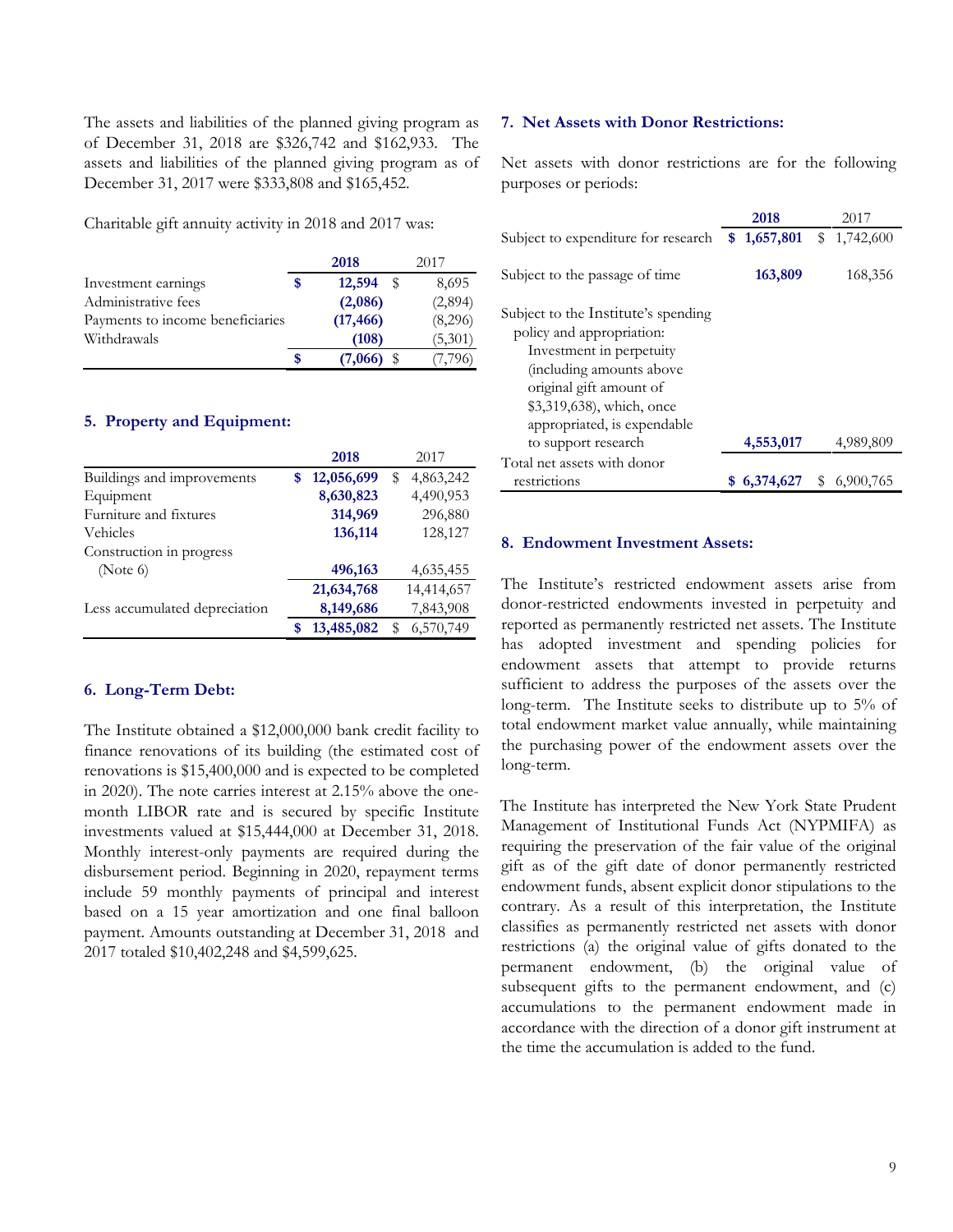The assets and liabilities of the planned giving program as of December 31, 2018 are $326,742 and $162,933. The assets and liabilities of the planned giving program as of December 31, 2017 were $333,808 and $165,452.

Charitable gift annuity activity in 2018 and 2017 was:

| | 2018 | 2017 |
|---|---|---|
| Investment earnings | $ 12,594 | $ 8,695 |
| Administrative fees | (2,086) | (2,894) |
| Payments to income beneficiaries | (17,466) | (8,296) |
| Withdrawals | (108) | (5,301) |
| | $ (7,066) | $ (7,796) |

## 5. Property and Equipment:

| | 2018 | 2017 |
|---|---|---|
| Buildings and improvements | $ 12,056,699 | $ 4,863,242 |
| Equipment | 8,630,823 | 4,490,953 |
| Furniture and fixtures | 314,969 | 296,880 |
| Vehicles | 136,114 | 128,127 |
| Construction in progress (Note 6) | 496,163 | 4,635,455 |
| | 21,634,768 | 14,414,657 |
| Less accumulated depreciation | 8,149,686 | 7,843,908 |
| | $ 13,485,082 | $ 6,570,749 |

## 6. Long-Term Debt:

The Institute obtained a $12,000,000 bank credit facility to finance renovations of its building (the estimated cost of renovations is $15,400,000 and is expected to be completed in 2020). The note carries interest at 2.15% above the one-month LIBOR rate and is secured by specific Institute investments valued at $15,444,000 at December 31, 2018. Monthly interest-only payments are required during the disbursement period. Beginning in 2020, repayment terms include 59 monthly payments of principal and interest based on a 15 year amortization and one final balloon payment. Amounts outstanding at December 31, 2018 and 2017 totaled $10,402,248 and $4,599,625.

## 7. Net Assets with Donor Restrictions:

Net assets with donor restrictions are for the following purposes or periods:

| | 2018 | 2017 |
|---|---|---|
| Subject to expenditure for research | $ 1,657,801 | $ 1,742,600 |
| Subject to the passage of time | 163,809 | 168,356 |
| Subject to the Institute's spending policy and appropriation: Investment in perpetuity (including amounts above original gift amount of $3,319,638), which, once appropriated, is expendable to support research | 4,553,017 | 4,989,809 |
| Total net assets with donor restrictions | $ 6,374,627 | $ 6,900,765 |

## 8. Endowment Investment Assets:

The Institute's restricted endowment assets arise from donor-restricted endowments invested in perpetuity and reported as permanently restricted net assets. The Institute has adopted investment and spending policies for endowment assets that attempt to provide returns sufficient to address the purposes of the assets over the long-term. The Institute seeks to distribute up to 5% of total endowment market value annually, while maintaining the purchasing power of the endowment assets over the long-term.

The Institute has interpreted the New York State Prudent Management of Institutional Funds Act (NYPMIFA) as requiring the preservation of the fair value of the original gift as of the gift date of donor permanently restricted endowment funds, absent explicit donor stipulations to the contrary. As a result of this interpretation, the Institute classifies as permanently restricted net assets with donor restrictions (a) the original value of gifts donated to the permanent endowment, (b) the original value of subsequent gifts to the permanent endowment, and (c) accumulations to the permanent endowment made in accordance with the direction of a donor gift instrument at the time the accumulation is added to the fund.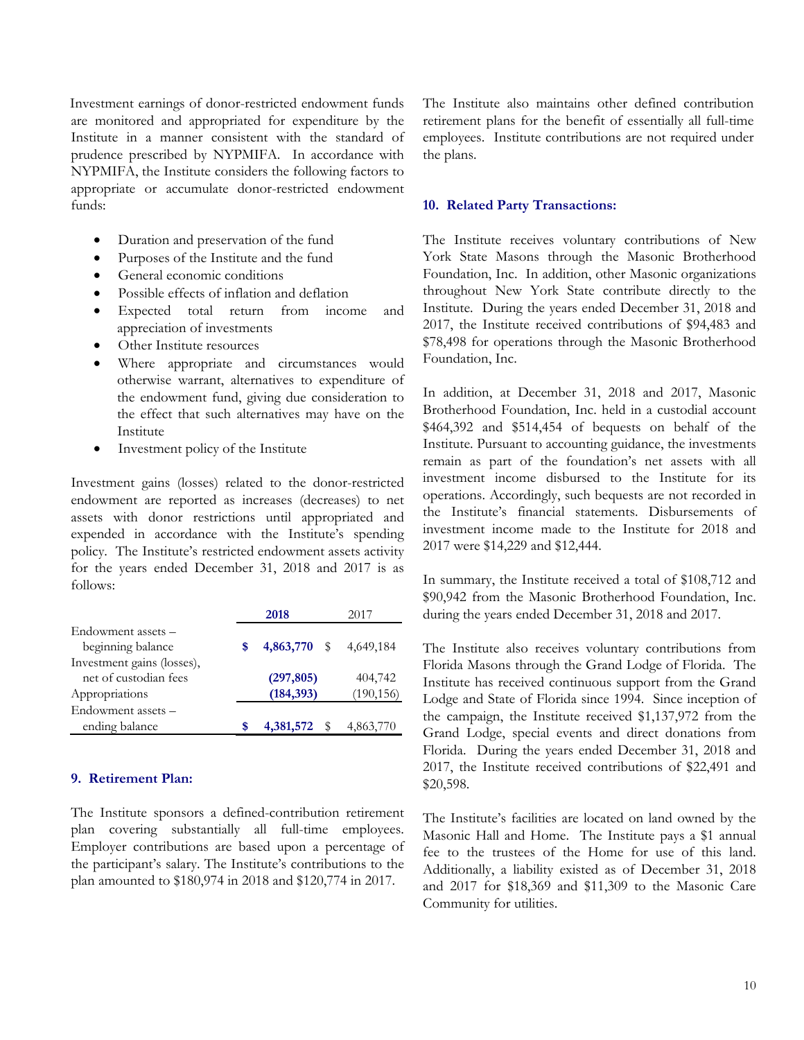Investment earnings of donor-restricted endowment funds are monitored and appropriated for expenditure by the Institute in a manner consistent with the standard of prudence prescribed by NYPMIFA. In accordance with NYPMIFA, the Institute considers the following factors to appropriate or accumulate donor-restricted endowment funds:

- Duration and preservation of the fund
- Purposes of the Institute and the fund
- General economic conditions
- Possible effects of inflation and deflation
- Expected total return from income and appreciation of investments
- Other Institute resources
- Where appropriate and circumstances would otherwise warrant, alternatives to expenditure of the endowment fund, giving due consideration to the effect that such alternatives may have on the Institute
- Investment policy of the Institute

Investment gains (losses) related to the donor-restricted endowment are reported as increases (decreases) to net assets with donor restrictions until appropriated and expended in accordance with the Institute's spending policy. The Institute's restricted endowment assets activity for the years ended December 31, 2018 and 2017 is as follows:

| | **2018** | 2017 |
|---|---|---|
| Endowment assets – beginning balance | **$ 4,863,770** | $ 4,649,184 |
| Investment gains (losses), net of custodian fees | **(297,805)** | 404,742 |
| Appropriations | **(184,393)** | (190,156) |
| Endowment assets – ending balance | **$ 4,381,572** | $ 4,863,770 |

## 9. Retirement Plan:

The Institute sponsors a defined-contribution retirement plan covering substantially all full-time employees. Employer contributions are based upon a percentage of the participant's salary. The Institute's contributions to the plan amounted to $180,974 in 2018 and $120,774 in 2017.

The Institute also maintains other defined contribution retirement plans for the benefit of essentially all full-time employees. Institute contributions are not required under the plans.

## 10. Related Party Transactions:

The Institute receives voluntary contributions of New York State Masons through the Masonic Brotherhood Foundation, Inc. In addition, other Masonic organizations throughout New York State contribute directly to the Institute. During the years ended December 31, 2018 and 2017, the Institute received contributions of $94,483 and $78,498 for operations through the Masonic Brotherhood Foundation, Inc.

In addition, at December 31, 2018 and 2017, Masonic Brotherhood Foundation, Inc. held in a custodial account $464,392 and $514,454 of bequests on behalf of the Institute. Pursuant to accounting guidance, the investments remain as part of the foundation's net assets with all investment income disbursed to the Institute for its operations. Accordingly, such bequests are not recorded in the Institute's financial statements. Disbursements of investment income made to the Institute for 2018 and 2017 were $14,229 and $12,444.

In summary, the Institute received a total of $108,712 and $90,942 from the Masonic Brotherhood Foundation, Inc. during the years ended December 31, 2018 and 2017.

The Institute also receives voluntary contributions from Florida Masons through the Grand Lodge of Florida. The Institute has received continuous support from the Grand Lodge and State of Florida since 1994. Since inception of the campaign, the Institute received $1,137,972 from the Grand Lodge, special events and direct donations from Florida. During the years ended December 31, 2018 and 2017, the Institute received contributions of $22,491 and $20,598.

The Institute's facilities are located on land owned by the Masonic Hall and Home. The Institute pays a $1 annual fee to the trustees of the Home for use of this land. Additionally, a liability existed as of December 31, 2018 and 2017 for $18,369 and $11,309 to the Masonic Care Community for utilities.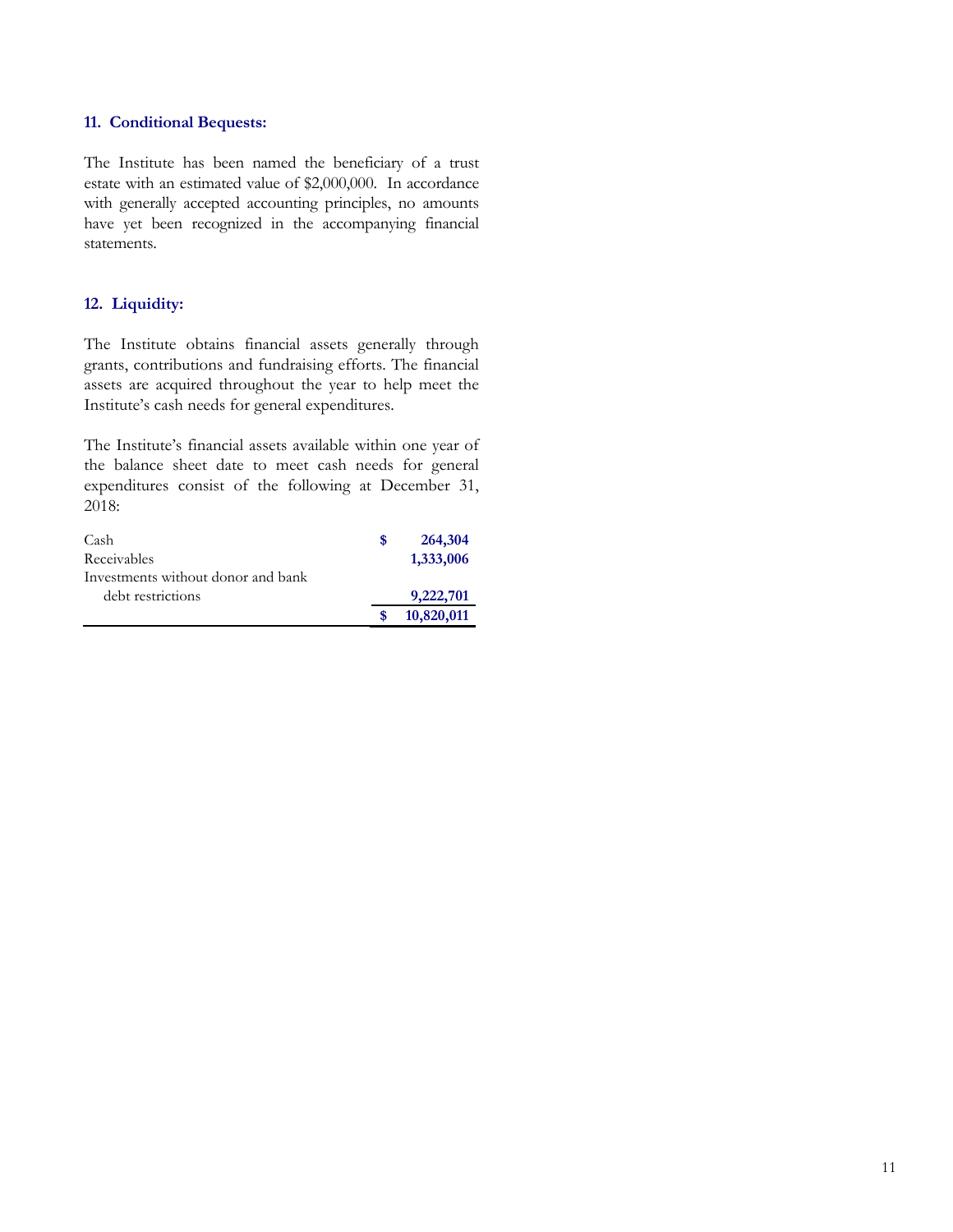### 11. Conditional Bequests:

The Institute has been named the beneficiary of a trust estate with an estimated value of $2,000,000. In accordance with generally accepted accounting principles, no amounts have yet been recognized in the accompanying financial statements.

### 12. Liquidity:

The Institute obtains financial assets generally through grants, contributions and fundraising efforts. The financial assets are acquired throughout the year to help meet the Institute's cash needs for general expenditures.

The Institute's financial assets available within one year of the balance sheet date to meet cash needs for general expenditures consist of the following at December 31, 2018:

| | |
|---|---|
| Cash | $ 264,304 |
| Receivables | 1,333,006 |
| Investments without donor and bank debt restrictions | 9,222,701 |
| | $ 10,820,011 |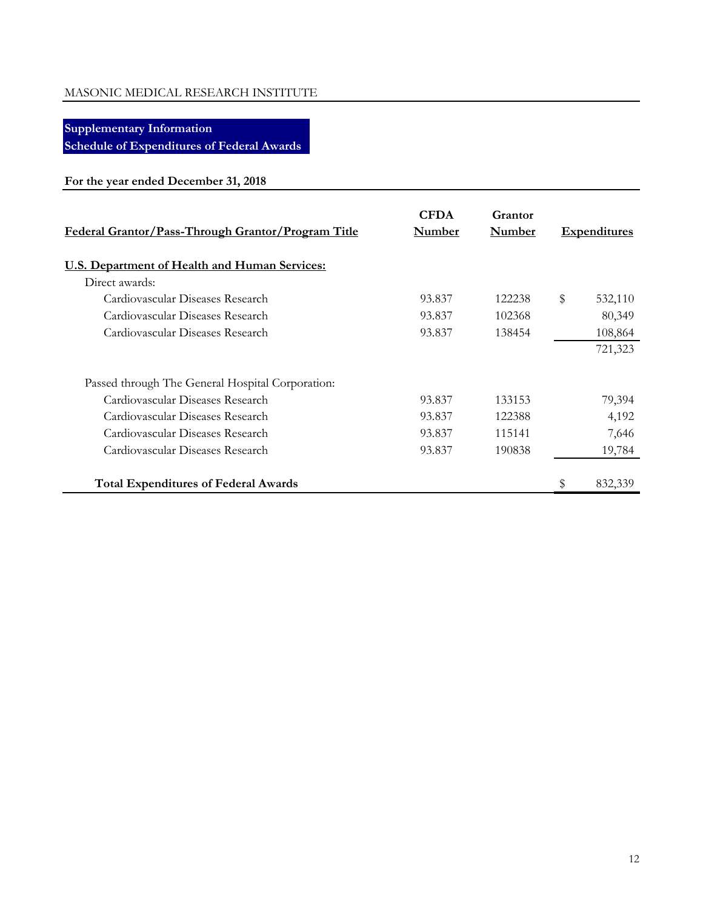MASONIC MEDICAL RESEARCH INSTITUTE

## Supplementary Information
## Schedule of Expenditures of Federal Awards

**For the year ended December 31, 2018**

| Federal Grantor/Pass-Through Grantor/Program Title | CFDA Number | Grantor Number | Expenditures |
|---|---|---|---|
| **U.S. Department of Health and Human Services:** | | | |
| Direct awards: | | | |
| Cardiovascular Diseases Research | 93.837 | 122238 | $ 532,110 |
| Cardiovascular Diseases Research | 93.837 | 102368 | 80,349 |
| Cardiovascular Diseases Research | 93.837 | 138454 | 108,864 |
| | | | 721,323 |
| Passed through The General Hospital Corporation: | | | |
| Cardiovascular Diseases Research | 93.837 | 133153 | 79,394 |
| Cardiovascular Diseases Research | 93.837 | 122388 | 4,192 |
| Cardiovascular Diseases Research | 93.837 | 115141 | 7,646 |
| Cardiovascular Diseases Research | 93.837 | 190838 | 19,784 |
| **Total Expenditures of Federal Awards** | | | $ 832,339 |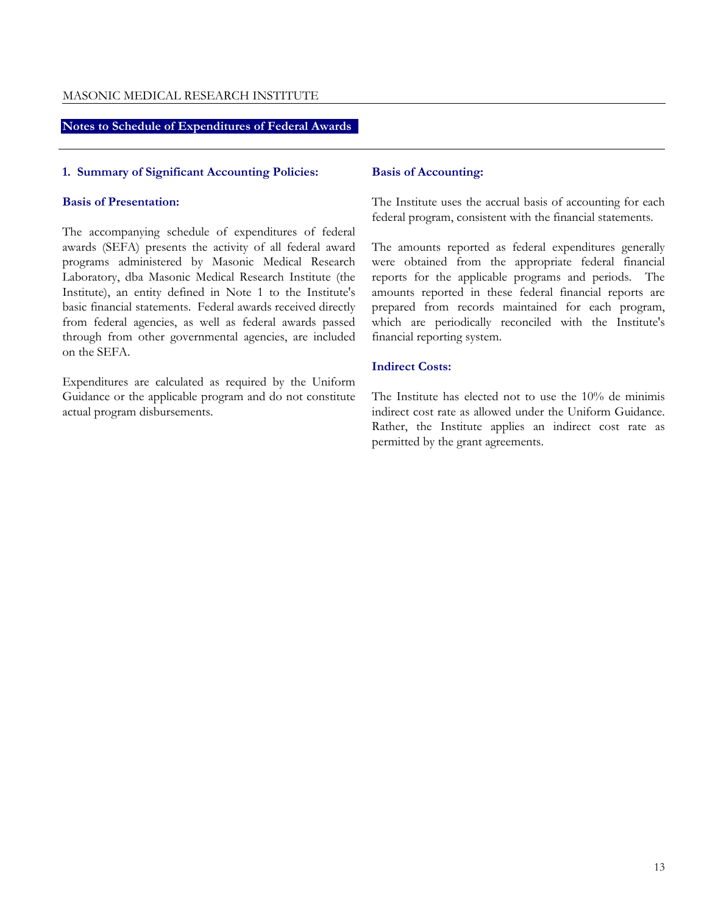## Notes to Schedule of Expenditures of Federal Awards

### 1. Summary of Significant Accounting Policies:

**Basis of Presentation:**

The accompanying schedule of expenditures of federal awards (SEFA) presents the activity of all federal award programs administered by Masonic Medical Research Laboratory, dba Masonic Medical Research Institute (the Institute), an entity defined in Note 1 to the Institute's basic financial statements. Federal awards received directly from federal agencies, as well as federal awards passed through from other governmental agencies, are included on the SEFA.

Expenditures are calculated as required by the Uniform Guidance or the applicable program and do not constitute actual program disbursements.

**Basis of Accounting:**

The Institute uses the accrual basis of accounting for each federal program, consistent with the financial statements.

The amounts reported as federal expenditures generally were obtained from the appropriate federal financial reports for the applicable programs and periods. The amounts reported in these federal financial reports are prepared from records maintained for each program, which are periodically reconciled with the Institute's financial reporting system.

**Indirect Costs:**

The Institute has elected not to use the 10% de minimis indirect cost rate as allowed under the Uniform Guidance. Rather, the Institute applies an indirect cost rate as permitted by the grant agreements.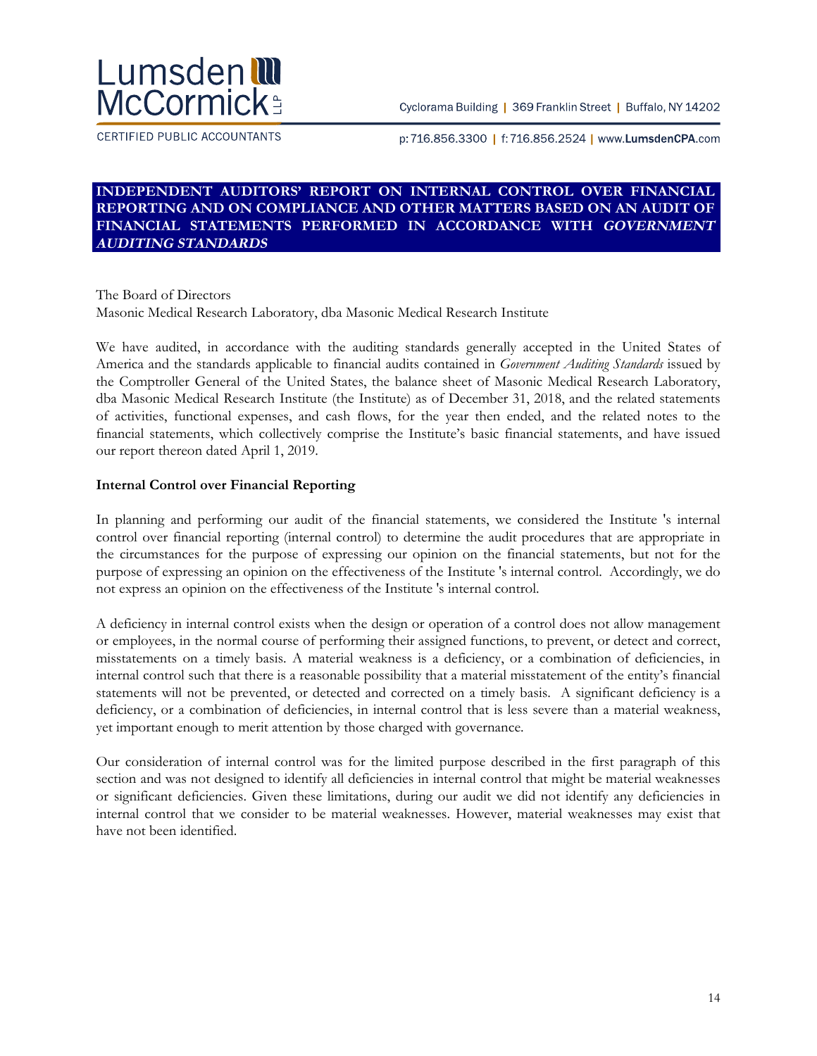Lumsden McCormick LLP

CERTIFIED PUBLIC ACCOUNTANTS

Cyclorama Building | 369 Franklin Street | Buffalo, NY 14202

p: 716.856.3300 | f: 716.856.2524 | www.LumsdenCPA.com

# INDEPENDENT AUDITORS' REPORT ON INTERNAL CONTROL OVER FINANCIAL REPORTING AND ON COMPLIANCE AND OTHER MATTERS BASED ON AN AUDIT OF FINANCIAL STATEMENTS PERFORMED IN ACCORDANCE WITH *GOVERNMENT AUDITING STANDARDS*

The Board of Directors
Masonic Medical Research Laboratory, dba Masonic Medical Research Institute

We have audited, in accordance with the auditing standards generally accepted in the United States of America and the standards applicable to financial audits contained in *Government Auditing Standards* issued by the Comptroller General of the United States, the balance sheet of Masonic Medical Research Laboratory, dba Masonic Medical Research Institute (the Institute) as of December 31, 2018, and the related statements of activities, functional expenses, and cash flows, for the year then ended, and the related notes to the financial statements, which collectively comprise the Institute's basic financial statements, and have issued our report thereon dated April 1, 2019.

**Internal Control over Financial Reporting**

In planning and performing our audit of the financial statements, we considered the Institute 's internal control over financial reporting (internal control) to determine the audit procedures that are appropriate in the circumstances for the purpose of expressing our opinion on the financial statements, but not for the purpose of expressing an opinion on the effectiveness of the Institute 's internal control. Accordingly, we do not express an opinion on the effectiveness of the Institute 's internal control.

A deficiency in internal control exists when the design or operation of a control does not allow management or employees, in the normal course of performing their assigned functions, to prevent, or detect and correct, misstatements on a timely basis. A material weakness is a deficiency, or a combination of deficiencies, in internal control such that there is a reasonable possibility that a material misstatement of the entity's financial statements will not be prevented, or detected and corrected on a timely basis. A significant deficiency is a deficiency, or a combination of deficiencies, in internal control that is less severe than a material weakness, yet important enough to merit attention by those charged with governance.

Our consideration of internal control was for the limited purpose described in the first paragraph of this section and was not designed to identify all deficiencies in internal control that might be material weaknesses or significant deficiencies. Given these limitations, during our audit we did not identify any deficiencies in internal control that we consider to be material weaknesses. However, material weaknesses may exist that have not been identified.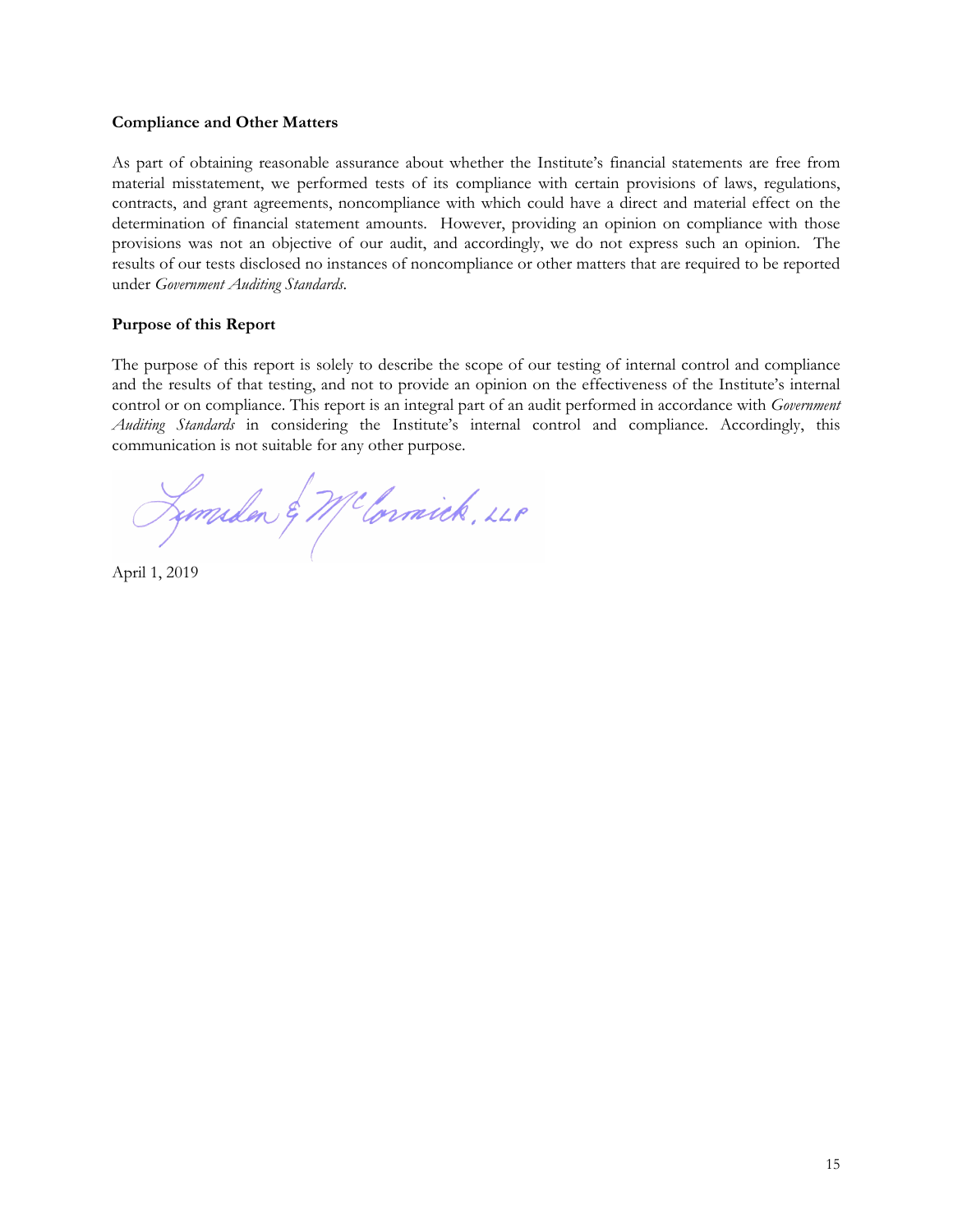**Compliance and Other Matters**

As part of obtaining reasonable assurance about whether the Institute's financial statements are free from material misstatement, we performed tests of its compliance with certain provisions of laws, regulations, contracts, and grant agreements, noncompliance with which could have a direct and material effect on the determination of financial statement amounts. However, providing an opinion on compliance with those provisions was not an objective of our audit, and accordingly, we do not express such an opinion. The results of our tests disclosed no instances of noncompliance or other matters that are required to be reported under *Government Auditing Standards*.

**Purpose of this Report**

The purpose of this report is solely to describe the scope of our testing of internal control and compliance and the results of that testing, and not to provide an opinion on the effectiveness of the Institute's internal control or on compliance. This report is an integral part of an audit performed in accordance with *Government Auditing Standards* in considering the Institute's internal control and compliance. Accordingly, this communication is not suitable for any other purpose.

Lumsden & McCormick, LLP

April 1, 2019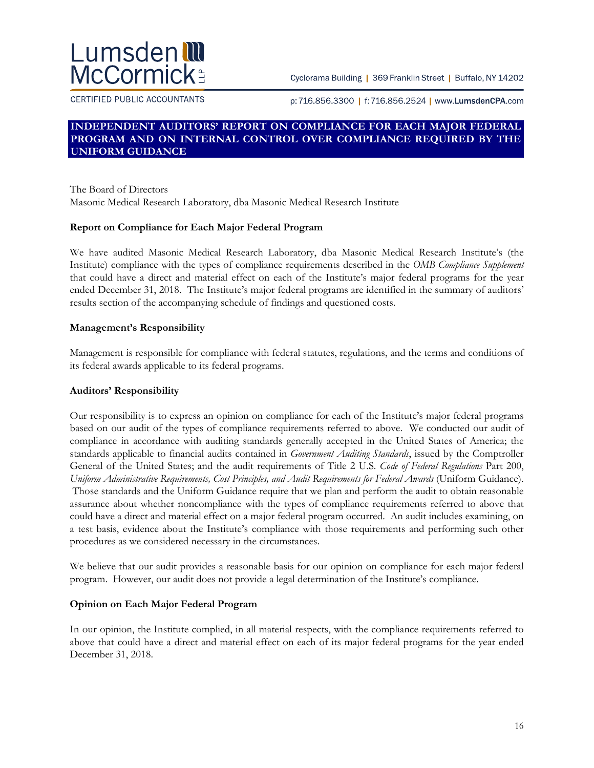Lumsden McCormick LLP

CERTIFIED PUBLIC ACCOUNTANTS

Cyclorama Building | 369 Franklin Street | Buffalo, NY 14202

p: 716.856.3300 | f: 716.856.2524 | www.LumsdenCPA.com

# INDEPENDENT AUDITORS' REPORT ON COMPLIANCE FOR EACH MAJOR FEDERAL PROGRAM AND ON INTERNAL CONTROL OVER COMPLIANCE REQUIRED BY THE UNIFORM GUIDANCE

The Board of Directors
Masonic Medical Research Laboratory, dba Masonic Medical Research Institute

**Report on Compliance for Each Major Federal Program**

We have audited Masonic Medical Research Laboratory, dba Masonic Medical Research Institute's (the Institute) compliance with the types of compliance requirements described in the *OMB Compliance Supplement* that could have a direct and material effect on each of the Institute's major federal programs for the year ended December 31, 2018. The Institute's major federal programs are identified in the summary of auditors' results section of the accompanying schedule of findings and questioned costs.

**Management's Responsibility**

Management is responsible for compliance with federal statutes, regulations, and the terms and conditions of its federal awards applicable to its federal programs.

**Auditors' Responsibility**

Our responsibility is to express an opinion on compliance for each of the Institute's major federal programs based on our audit of the types of compliance requirements referred to above. We conducted our audit of compliance in accordance with auditing standards generally accepted in the United States of America; the standards applicable to financial audits contained in *Government Auditing Standards*, issued by the Comptroller General of the United States; and the audit requirements of Title 2 U.S. *Code of Federal Regulations* Part 200, *Uniform Administrative Requirements, Cost Principles, and Audit Requirements for Federal Awards* (Uniform Guidance). Those standards and the Uniform Guidance require that we plan and perform the audit to obtain reasonable assurance about whether noncompliance with the types of compliance requirements referred to above that could have a direct and material effect on a major federal program occurred. An audit includes examining, on a test basis, evidence about the Institute's compliance with those requirements and performing such other procedures as we considered necessary in the circumstances.

We believe that our audit provides a reasonable basis for our opinion on compliance for each major federal program. However, our audit does not provide a legal determination of the Institute's compliance.

**Opinion on Each Major Federal Program**

In our opinion, the Institute complied, in all material respects, with the compliance requirements referred to above that could have a direct and material effect on each of its major federal programs for the year ended December 31, 2018.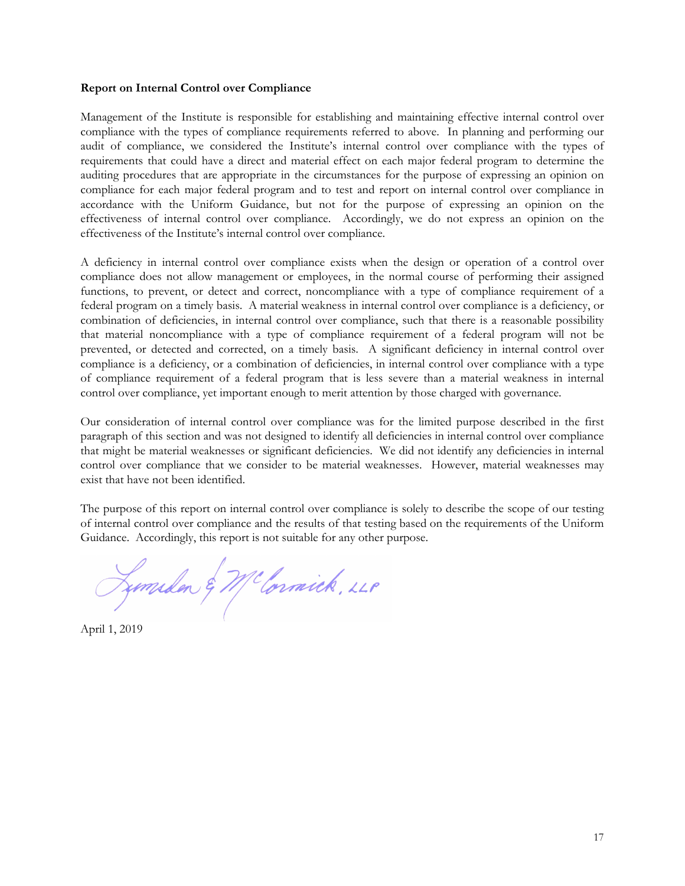**Report on Internal Control over Compliance**

Management of the Institute is responsible for establishing and maintaining effective internal control over compliance with the types of compliance requirements referred to above. In planning and performing our audit of compliance, we considered the Institute's internal control over compliance with the types of requirements that could have a direct and material effect on each major federal program to determine the auditing procedures that are appropriate in the circumstances for the purpose of expressing an opinion on compliance for each major federal program and to test and report on internal control over compliance in accordance with the Uniform Guidance, but not for the purpose of expressing an opinion on the effectiveness of internal control over compliance. Accordingly, we do not express an opinion on the effectiveness of the Institute's internal control over compliance.

A deficiency in internal control over compliance exists when the design or operation of a control over compliance does not allow management or employees, in the normal course of performing their assigned functions, to prevent, or detect and correct, noncompliance with a type of compliance requirement of a federal program on a timely basis. A material weakness in internal control over compliance is a deficiency, or combination of deficiencies, in internal control over compliance, such that there is a reasonable possibility that material noncompliance with a type of compliance requirement of a federal program will not be prevented, or detected and corrected, on a timely basis. A significant deficiency in internal control over compliance is a deficiency, or a combination of deficiencies, in internal control over compliance with a type of compliance requirement of a federal program that is less severe than a material weakness in internal control over compliance, yet important enough to merit attention by those charged with governance.

Our consideration of internal control over compliance was for the limited purpose described in the first paragraph of this section and was not designed to identify all deficiencies in internal control over compliance that might be material weaknesses or significant deficiencies. We did not identify any deficiencies in internal control over compliance that we consider to be material weaknesses. However, material weaknesses may exist that have not been identified.

The purpose of this report on internal control over compliance is solely to describe the scope of our testing of internal control over compliance and the results of that testing based on the requirements of the Uniform Guidance. Accordingly, this report is not suitable for any other purpose.

Lumsden & McCormick, LLP

April 1, 2019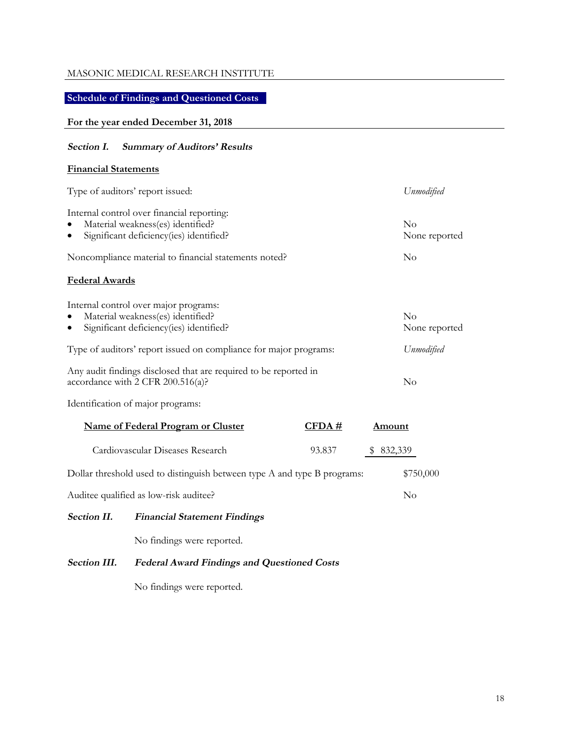MASONIC MEDICAL RESEARCH INSTITUTE

## Schedule of Findings and Questioned Costs

**For the year ended December 31, 2018**

### *Section I. Summary of Auditors' Results*

**Financial Statements**

| | |
|---|---|
| Type of auditors' report issued: | *Unmodified* |
| Internal control over financial reporting: | |
| • Material weakness(es) identified? | No |
| • Significant deficiency(ies) identified? | None reported |
| Noncompliance material to financial statements noted? | No |

**Federal Awards**

| | |
|---|---|
| Internal control over major programs: | |
| • Material weakness(es) identified? | No |
| • Significant deficiency(ies) identified? | None reported |
| Type of auditors' report issued on compliance for major programs: | *Unmodified* |
| Any audit findings disclosed that are required to be reported in accordance with 2 CFR 200.516(a)? | No |

Identification of major programs:

| Name of Federal Program or Cluster | CFDA # | Amount |
|---|---|---|
| Cardiovascular Diseases Research | 93.837 | $ 832,339 |

| | |
|---|---|
| Dollar threshold used to distinguish between type A and type B programs: | $750,000 |
| Auditee qualified as low-risk auditee? | No |

### *Section II. Financial Statement Findings*

No findings were reported.

### *Section III. Federal Award Findings and Questioned Costs*

No findings were reported.